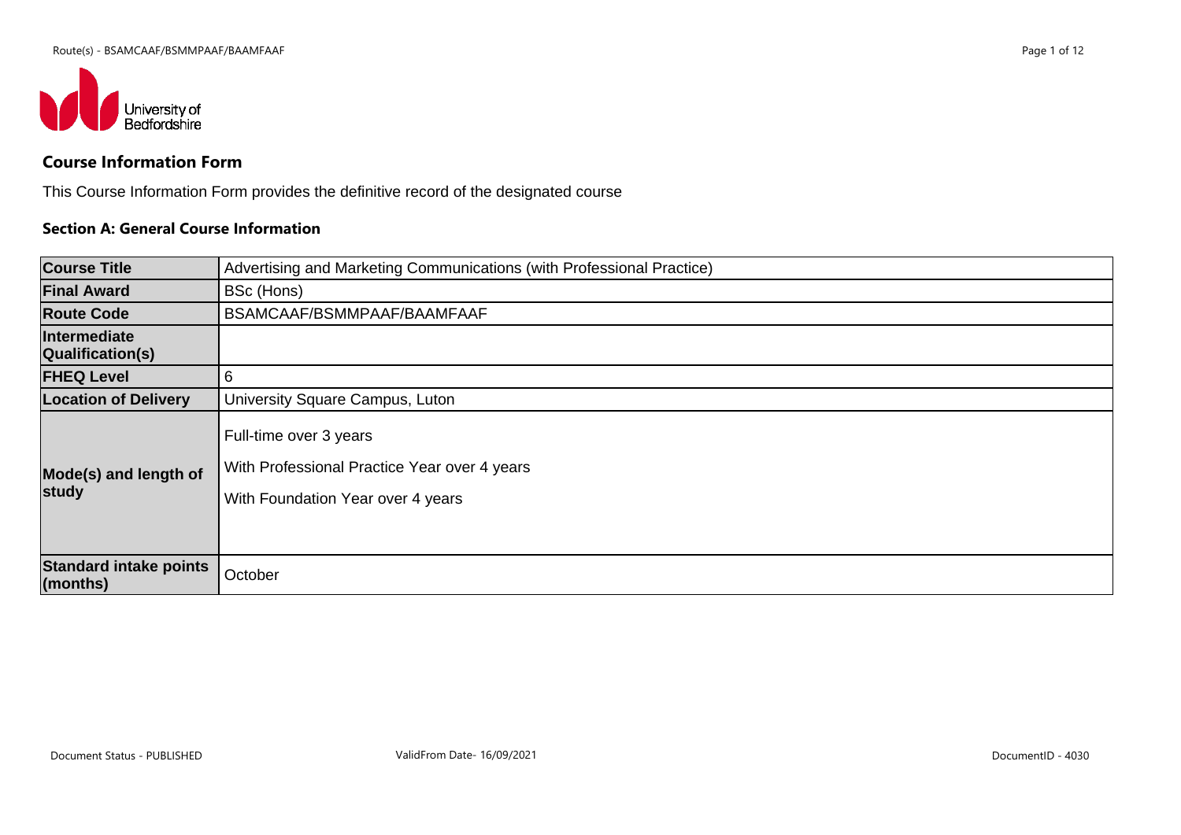## Course Information Form

This Course Information Form provides the definitive record of the designated course

### Section A: General Course Information

| | |
|---|---|
| **Course Title** | Advertising and Marketing Communications (with Professional Practice) |
| **Final Award** | BSc (Hons) |
| **Route Code** | BSAMCAAF/BSMMPAAF/BAAMFAAF |
| **Intermediate Qualification(s)** | |
| **FHEQ Level** | 6 |
| **Location of Delivery** | University Square Campus, Luton |
| **Mode(s) and length of study** | Full-time over 3 years<br>With Professional Practice Year over 4 years<br>With Foundation Year over 4 years |
| **Standard intake points (months)** | October |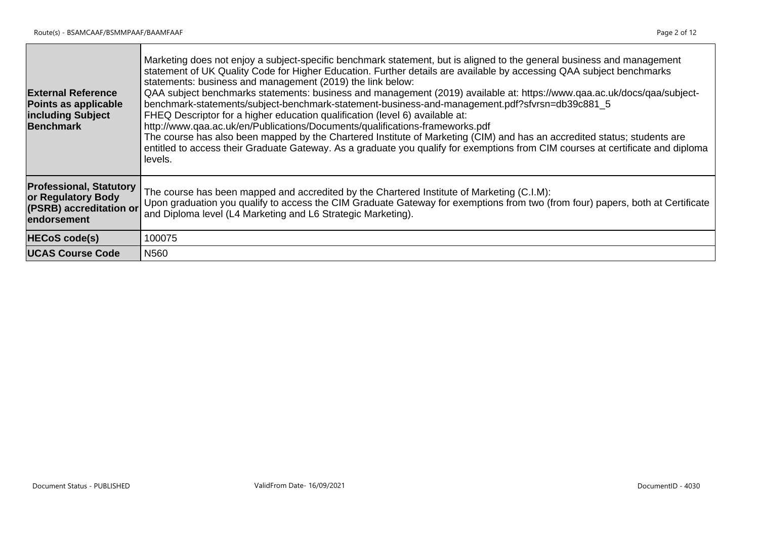| | |
|---|---|
| **External Reference Points as applicable including Subject Benchmark** | Marketing does not enjoy a subject-specific benchmark statement, but is aligned to the general business and management statement of UK Quality Code for Higher Education. Further details are available by accessing QAA subject benchmarks statements: business and management (2019) the link below:<br>QAA subject benchmarks statements: business and management (2019) available at: https://www.qaa.ac.uk/docs/qaa/subject-benchmark-statements/subject-benchmark-statement-business-and-management.pdf?sfvrsn=db39c881_5<br>FHEQ Descriptor for a higher education qualification (level 6) available at:<br>http://www.qaa.ac.uk/en/Publications/Documents/qualifications-frameworks.pdf<br>The course has also been mapped by the Chartered Institute of Marketing (CIM) and has an accredited status; students are entitled to access their Graduate Gateway. As a graduate you qualify for exemptions from CIM courses at certificate and diploma levels. |
| **Professional, Statutory or Regulatory Body (PSRB) accreditation or endorsement** | The course has been mapped and accredited by the Chartered Institute of Marketing (C.I.M):<br>Upon graduation you qualify to access the CIM Graduate Gateway for exemptions from two (from four) papers, both at Certificate and Diploma level (L4 Marketing and L6 Strategic Marketing). |
| **HECoS code(s)** | 100075 |
| **UCAS Course Code** | N560 |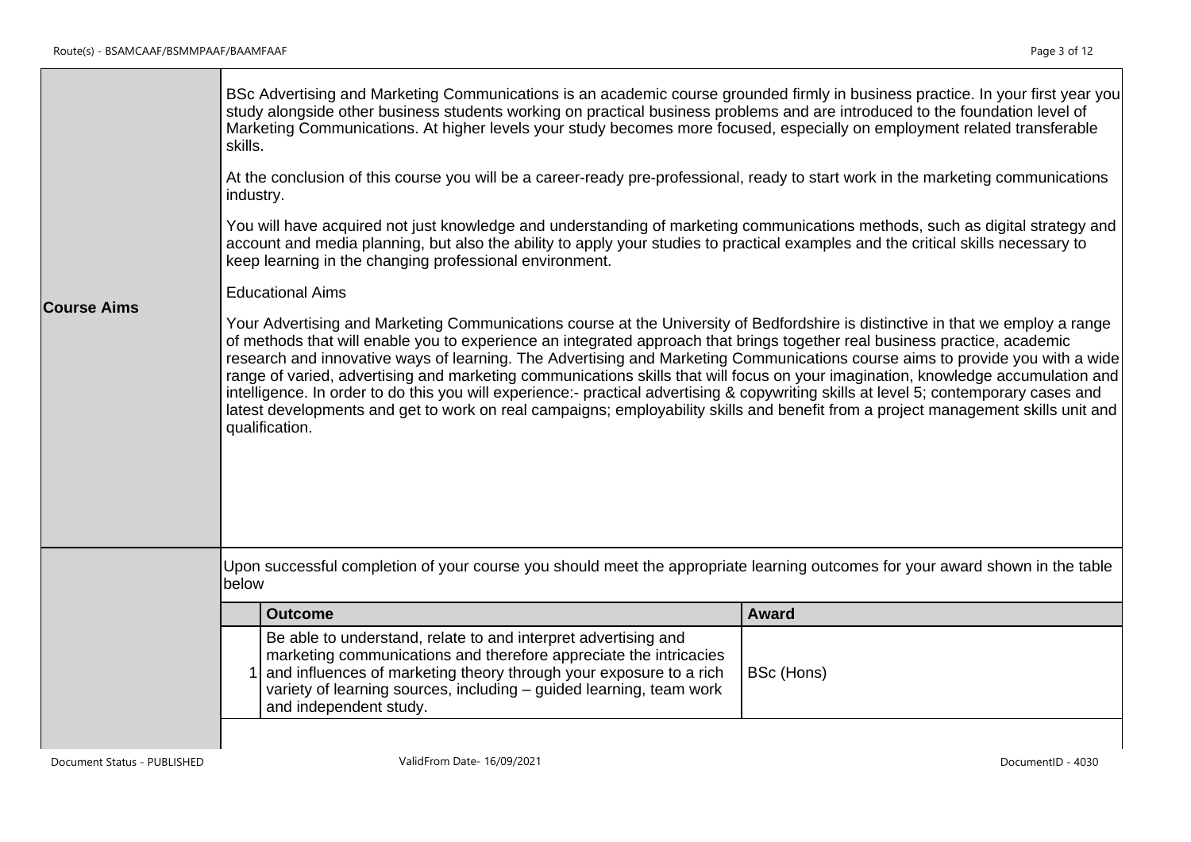**Course Aims**

BSc Advertising and Marketing Communications is an academic course grounded firmly in business practice. In your first year you study alongside other business students working on practical business problems and are introduced to the foundation level of Marketing Communications. At higher levels your study becomes more focused, especially on employment related transferable skills.

At the conclusion of this course you will be a career-ready pre-professional, ready to start work in the marketing communications industry.

You will have acquired not just knowledge and understanding of marketing communications methods, such as digital strategy and account and media planning, but also the ability to apply your studies to practical examples and the critical skills necessary to keep learning in the changing professional environment.

Educational Aims

Your Advertising and Marketing Communications course at the University of Bedfordshire is distinctive in that we employ a range of methods that will enable you to experience an integrated approach that brings together real business practice, academic research and innovative ways of learning. The Advertising and Marketing Communications course aims to provide you with a wide range of varied, advertising and marketing communications skills that will focus on your imagination, knowledge accumulation and intelligence. In order to do this you will experience:- practical advertising & copywriting skills at level 5; contemporary cases and latest developments and get to work on real campaigns; employability skills and benefit from a project management skills unit and qualification.

Upon successful completion of your course you should meet the appropriate learning outcomes for your award shown in the table below

| | Outcome | Award |
|---|---|---|
| 1 | Be able to understand, relate to and interpret advertising and marketing communications and therefore appreciate the intricacies and influences of marketing theory through your exposure to a rich variety of learning sources, including – guided learning, team work and independent study. | BSc (Hons) |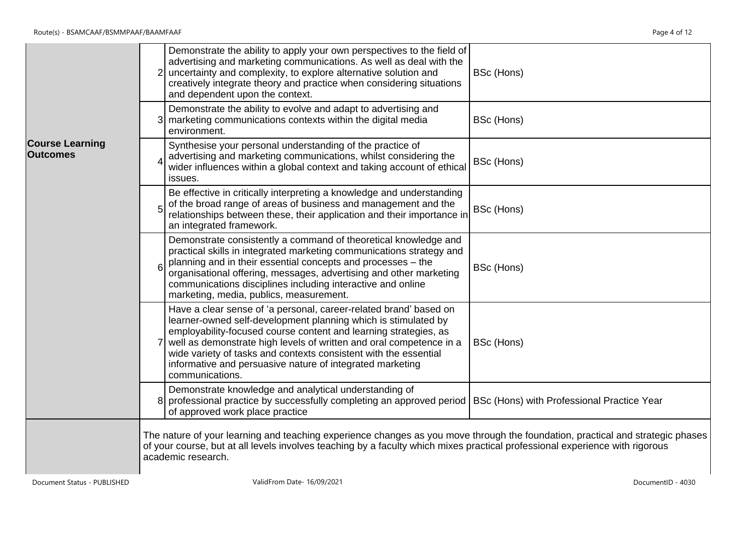| | | | |
|---|---|---|---|
| **Course Learning Outcomes** | 2 | Demonstrate the ability to apply your own perspectives to the field of advertising and marketing communications. As well as deal with the uncertainty and complexity, to explore alternative solution and creatively integrate theory and practice when considering situations and dependent upon the context. | BSc (Hons) |
| | 3 | Demonstrate the ability to evolve and adapt to advertising and marketing communications contexts within the digital media environment. | BSc (Hons) |
| | 4 | Synthesise your personal understanding of the practice of advertising and marketing communications, whilst considering the wider influences within a global context and taking account of ethical issues. | BSc (Hons) |
| | 5 | Be effective in critically interpreting a knowledge and understanding of the broad range of areas of business and management and the relationships between these, their application and their importance in an integrated framework. | BSc (Hons) |
| | 6 | Demonstrate consistently a command of theoretical knowledge and practical skills in integrated marketing communications strategy and planning and in their essential concepts and processes – the organisational offering, messages, advertising and other marketing communications disciplines including interactive and online marketing, media, publics, measurement. | BSc (Hons) |
| | 7 | Have a clear sense of 'a personal, career-related brand' based on learner-owned self-development planning which is stimulated by employability-focused course content and learning strategies, as well as demonstrate high levels of written and oral competence in a wide variety of tasks and contexts consistent with the essential informative and persuasive nature of integrated marketing communications. | BSc (Hons) |
| | 8 | Demonstrate knowledge and analytical understanding of professional practice by successfully completing an approved period of approved work place practice | BSc (Hons) with Professional Practice Year |
| | The nature of your learning and teaching experience changes as you move through the foundation, practical and strategic phases of your course, but at all levels involves teaching by a faculty which mixes practical professional experience with rigorous academic research. | | |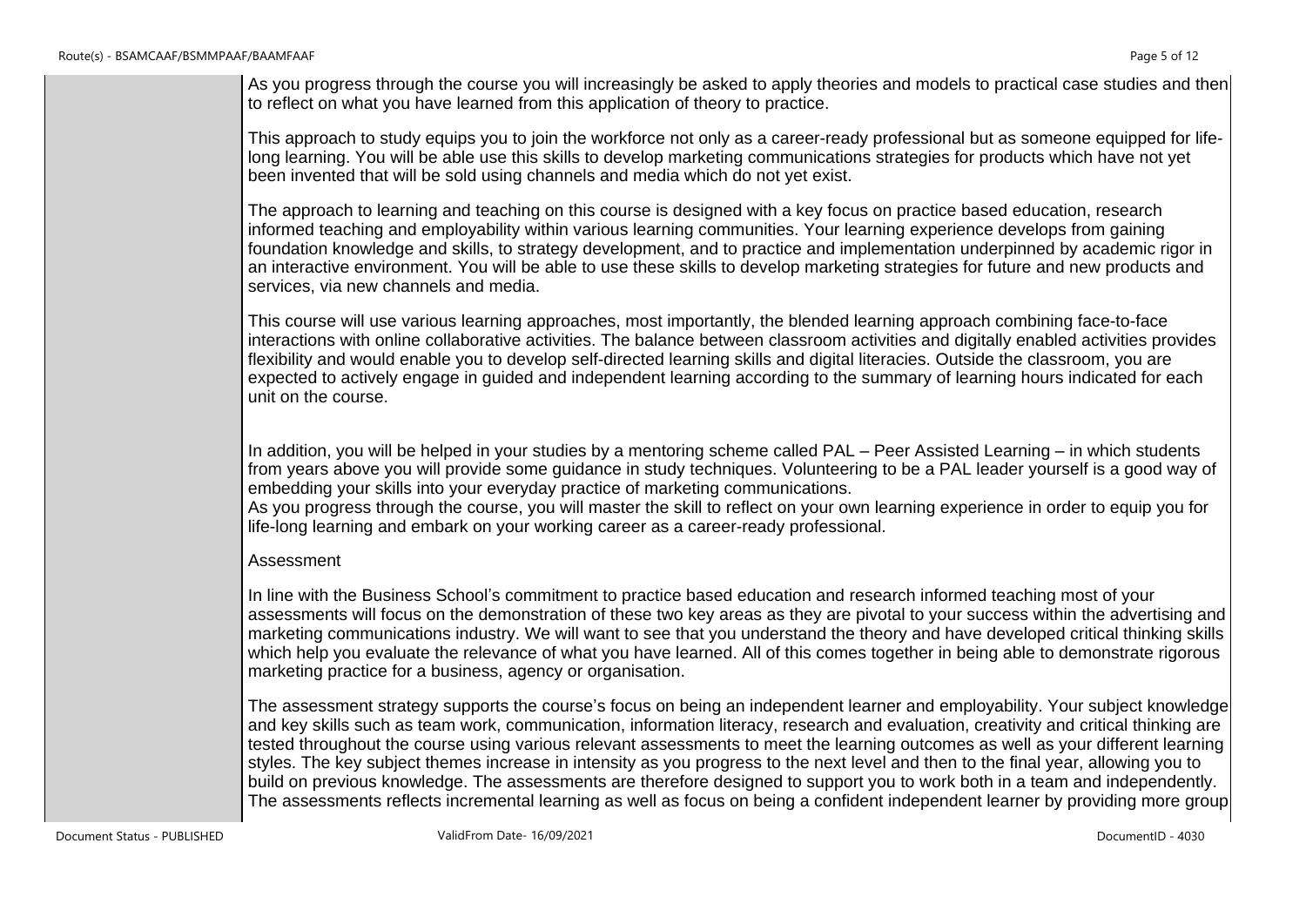As you progress through the course you will increasingly be asked to apply theories and models to practical case studies and then to reflect on what you have learned from this application of theory to practice.

This approach to study equips you to join the workforce not only as a career-ready professional but as someone equipped for life-long learning. You will be able use this skills to develop marketing communications strategies for products which have not yet been invented that will be sold using channels and media which do not yet exist.

The approach to learning and teaching on this course is designed with a key focus on practice based education, research informed teaching and employability within various learning communities. Your learning experience develops from gaining foundation knowledge and skills, to strategy development, and to practice and implementation underpinned by academic rigor in an interactive environment. You will be able to use these skills to develop marketing strategies for future and new products and services, via new channels and media.

This course will use various learning approaches, most importantly, the blended learning approach combining face-to-face interactions with online collaborative activities. The balance between classroom activities and digitally enabled activities provides flexibility and would enable you to develop self-directed learning skills and digital literacies. Outside the classroom, you are expected to actively engage in guided and independent learning according to the summary of learning hours indicated for each unit on the course.

In addition, you will be helped in your studies by a mentoring scheme called PAL – Peer Assisted Learning – in which students from years above you will provide some guidance in study techniques. Volunteering to be a PAL leader yourself is a good way of embedding your skills into your everyday practice of marketing communications.
As you progress through the course, you will master the skill to reflect on your own learning experience in order to equip you for life-long learning and embark on your working career as a career-ready professional.

Assessment

In line with the Business School's commitment to practice based education and research informed teaching most of your assessments will focus on the demonstration of these two key areas as they are pivotal to your success within the advertising and marketing communications industry. We will want to see that you understand the theory and have developed critical thinking skills which help you evaluate the relevance of what you have learned. All of this comes together in being able to demonstrate rigorous marketing practice for a business, agency or organisation.

The assessment strategy supports the course's focus on being an independent learner and employability. Your subject knowledge and key skills such as team work, communication, information literacy, research and evaluation, creativity and critical thinking are tested throughout the course using various relevant assessments to meet the learning outcomes as well as your different learning styles. The key subject themes increase in intensity as you progress to the next level and then to the final year, allowing you to build on previous knowledge. The assessments are therefore designed to support you to work both in a team and independently. The assessments reflects incremental learning as well as focus on being a confident independent learner by providing more group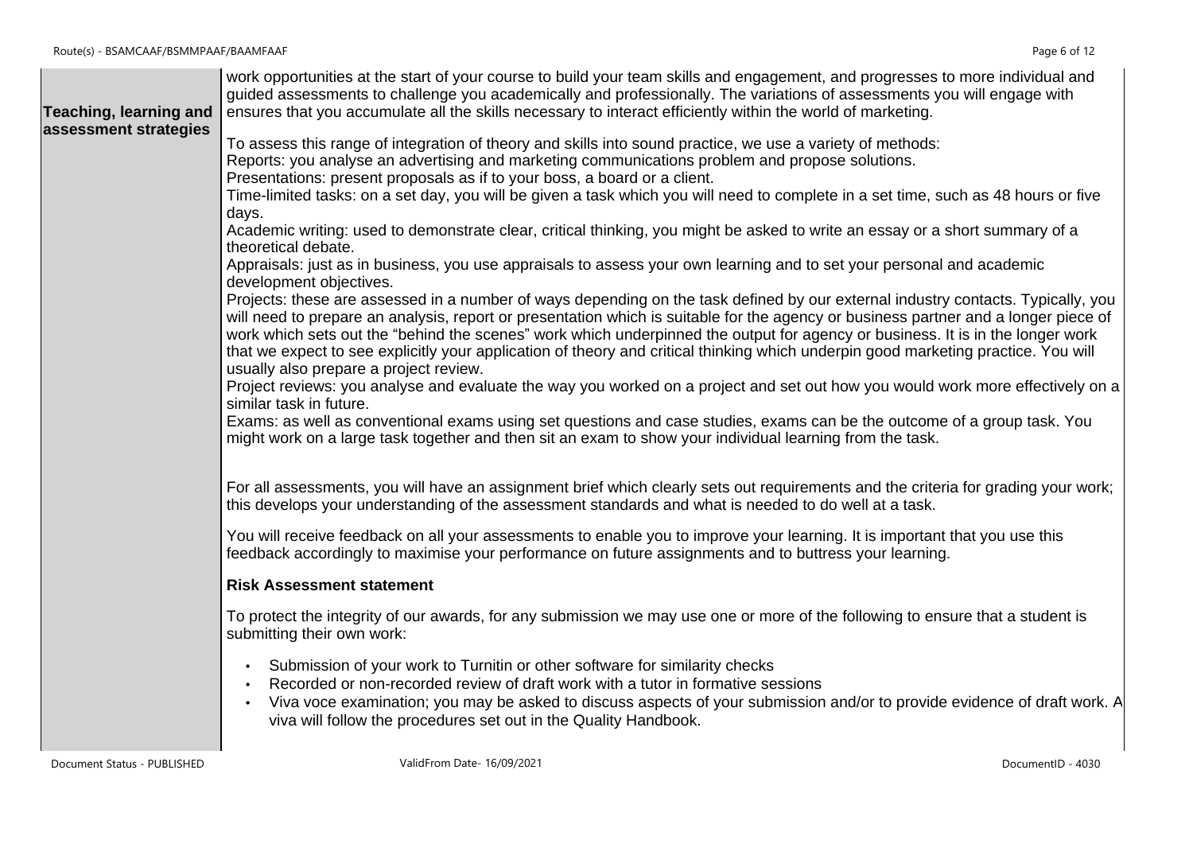| | |
|---|---|
| **Teaching, learning and assessment strategies** | work opportunities at the start of your course to build your team skills and engagement, and progresses to more individual and guided assessments to challenge you academically and professionally. The variations of assessments you will engage with ensures that you accumulate all the skills necessary to interact efficiently within the world of marketing.<br><br>To assess this range of integration of theory and skills into sound practice, we use a variety of methods:<br>Reports: you analyse an advertising and marketing communications problem and propose solutions.<br>Presentations: present proposals as if to your boss, a board or a client.<br>Time-limited tasks: on a set day, you will be given a task which you will need to complete in a set time, such as 48 hours or five days.<br>Academic writing: used to demonstrate clear, critical thinking, you might be asked to write an essay or a short summary of a theoretical debate.<br>Appraisals: just as in business, you use appraisals to assess your own learning and to set your personal and academic development objectives.<br>Projects: these are assessed in a number of ways depending on the task defined by our external industry contacts. Typically, you will need to prepare an analysis, report or presentation which is suitable for the agency or business partner and a longer piece of work which sets out the "behind the scenes" work which underpinned the output for agency or business. It is in the longer work that we expect to see explicitly your application of theory and critical thinking which underpin good marketing practice. You will usually also prepare a project review.<br>Project reviews: you analyse and evaluate the way you worked on a project and set out how you would work more effectively on a similar task in future.<br>Exams: as well as conventional exams using set questions and case studies, exams can be the outcome of a group task. You might work on a large task together and then sit an exam to show your individual learning from the task.<br><br>For all assessments, you will have an assignment brief which clearly sets out requirements and the criteria for grading your work; this develops your understanding of the assessment standards and what is needed to do well at a task.<br><br>You will receive feedback on all your assessments to enable you to improve your learning. It is important that you use this feedback accordingly to maximise your performance on future assignments and to buttress your learning.<br><br>**Risk Assessment statement**<br><br>To protect the integrity of our awards, for any submission we may use one or more of the following to ensure that a student is submitting their own work:<br><br>• Submission of your work to Turnitin or other software for similarity checks<br>• Recorded or non-recorded review of draft work with a tutor in formative sessions<br>• Viva voce examination; you may be asked to discuss aspects of your submission and/or to provide evidence of draft work. A viva will follow the procedures set out in the Quality Handbook. |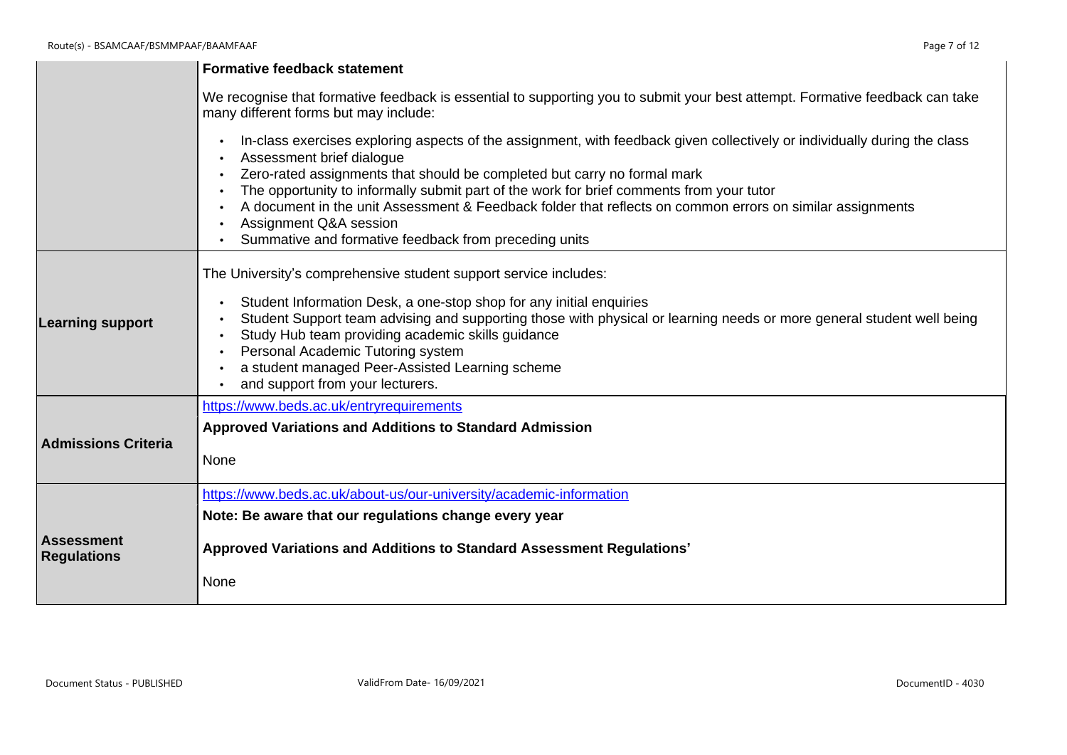| | |
|---|---|
| | **Formative feedback statement**<br><br>We recognise that formative feedback is essential to supporting you to submit your best attempt. Formative feedback can take many different forms but may include:<br><br>• In-class exercises exploring aspects of the assignment, with feedback given collectively or individually during the class<br>• Assessment brief dialogue<br>• Zero-rated assignments that should be completed but carry no formal mark<br>• The opportunity to informally submit part of the work for brief comments from your tutor<br>• A document in the unit Assessment & Feedback folder that reflects on common errors on similar assignments<br>• Assignment Q&A session<br>• Summative and formative feedback from preceding units |
| **Learning support** | The University's comprehensive student support service includes:<br><br>• Student Information Desk, a one-stop shop for any initial enquiries<br>• Student Support team advising and supporting those with physical or learning needs or more general student well being<br>• Study Hub team providing academic skills guidance<br>• Personal Academic Tutoring system<br>• a student managed Peer-Assisted Learning scheme<br>• and support from your lecturers. |
| **Admissions Criteria** | https://www.beds.ac.uk/entryrequirements<br><br>**Approved Variations and Additions to Standard Admission**<br><br>None |
| **Assessment Regulations** | https://www.beds.ac.uk/about-us/our-university/academic-information<br><br>**Note: Be aware that our regulations change every year**<br><br>**Approved Variations and Additions to Standard Assessment Regulations'**<br><br>None |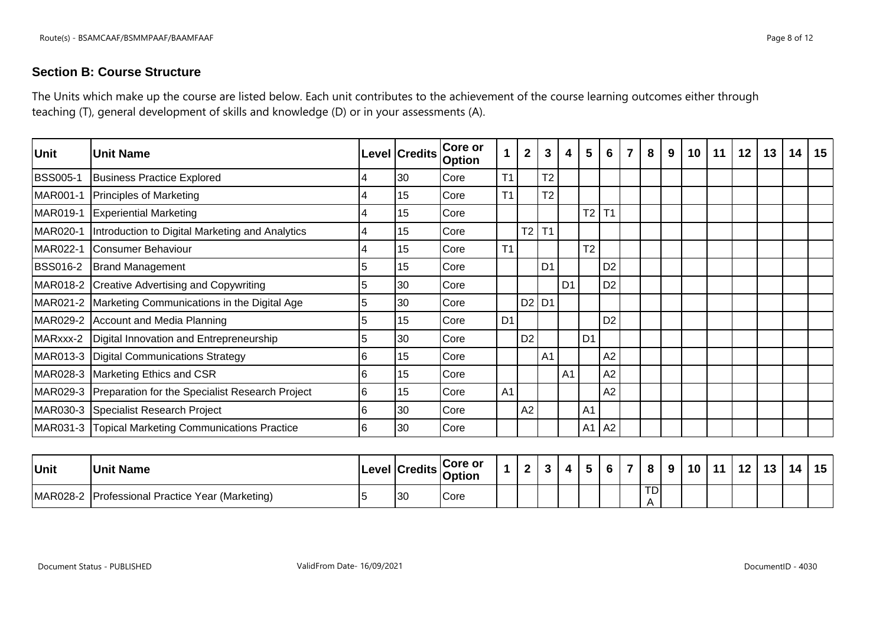### Section B: Course Structure

The Units which make up the course are listed below. Each unit contributes to the achievement of the course learning outcomes either through teaching (T), general development of skills and knowledge (D) or in your assessments (A).

| Unit | Unit Name | Level | Credits | Core or Option | 1 | 2 | 3 | 4 | 5 | 6 | 7 | 8 | 9 | 10 | 11 | 12 | 13 | 14 | 15 |
|---|---|---|---|---|---|---|---|---|---|---|---|---|---|---|---|---|---|---|---|
| BSS005-1 | Business Practice Explored | 4 | 30 | Core | T1 | | T2 | | | | | | | | | | | | |
| MAR001-1 | Principles of Marketing | 4 | 15 | Core | T1 | | T2 | | | | | | | | | | | | |
| MAR019-1 | Experiential Marketing | 4 | 15 | Core | | | | | T2 | T1 | | | | | | | | | |
| MAR020-1 | Introduction to Digital Marketing and Analytics | 4 | 15 | Core | | T2 | T1 | | | | | | | | | | | | |
| MAR022-1 | Consumer Behaviour | 4 | 15 | Core | T1 | | | | T2 | | | | | | | | | | |
| BSS016-2 | Brand Management | 5 | 15 | Core | | | D1 | | | D2 | | | | | | | | | |
| MAR018-2 | Creative Advertising and Copywriting | 5 | 30 | Core | | | | D1 | | D2 | | | | | | | | | |
| MAR021-2 | Marketing Communications in the Digital Age | 5 | 30 | Core | | D2 | D1 | | | | | | | | | | | | |
| MAR029-2 | Account and Media Planning | 5 | 15 | Core | D1 | | | | | D2 | | | | | | | | | |
| MARxxx-2 | Digital Innovation and Entrepreneurship | 5 | 30 | Core | | D2 | | | D1 | | | | | | | | | | |
| MAR013-3 | Digital Communications Strategy | 6 | 15 | Core | | | A1 | | | A2 | | | | | | | | | |
| MAR028-3 | Marketing Ethics and CSR | 6 | 15 | Core | | | | A1 | | A2 | | | | | | | | | |
| MAR029-3 | Preparation for the Specialist Research Project | 6 | 15 | Core | A1 | | | | | A2 | | | | | | | | | |
| MAR030-3 | Specialist Research Project | 6 | 30 | Core | | A2 | | | A1 | | | | | | | | | | |
| MAR031-3 | Topical Marketing Communications Practice | 6 | 30 | Core | | | | | A1 | A2 | | | | | | | | | |

| Unit | Unit Name | Level | Credits | Core or Option | 1 | 2 | 3 | 4 | 5 | 6 | 7 | 8 | 9 | 10 | 11 | 12 | 13 | 14 | 15 |
|---|---|---|---|---|---|---|---|---|---|---|---|---|---|---|---|---|---|---|---|
| MAR028-2 | Professional Practice Year (Marketing) | 5 | 30 | Core | | | | | | | | TDA | | | | | | | |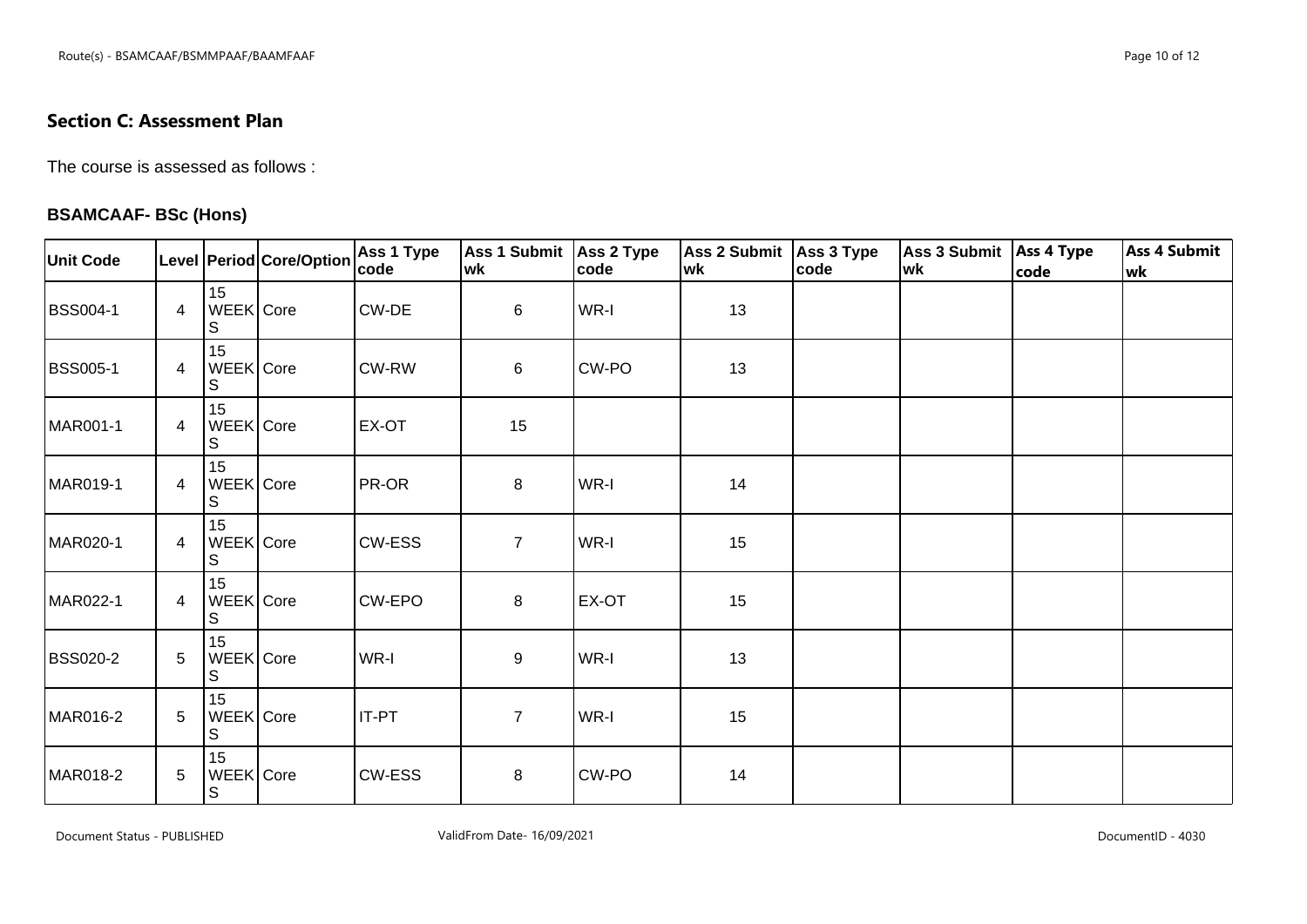## Section C: Assessment Plan

The course is assessed as follows :

### BSAMCAAF- BSc (Hons)

| Unit Code | Level | Period | Core/Option | Ass 1 Type code | Ass 1 Submit wk | Ass 2 Type code | Ass 2 Submit wk | Ass 3 Type code | Ass 3 Submit wk | Ass 4 Type code | Ass 4 Submit wk |
|---|---|---|---|---|---|---|---|---|---|---|---|
| BSS004-1 | 4 | 15 WEEKS | Core | CW-DE | 6 | WR-I | 13 | | | | |
| BSS005-1 | 4 | 15 WEEKS | Core | CW-RW | 6 | CW-PO | 13 | | | | |
| MAR001-1 | 4 | 15 WEEKS | Core | EX-OT | 15 | | | | | | |
| MAR019-1 | 4 | 15 WEEKS | Core | PR-OR | 8 | WR-I | 14 | | | | |
| MAR020-1 | 4 | 15 WEEKS | Core | CW-ESS | 7 | WR-I | 15 | | | | |
| MAR022-1 | 4 | 15 WEEKS | Core | CW-EPO | 8 | EX-OT | 15 | | | | |
| BSS020-2 | 5 | 15 WEEKS | Core | WR-I | 9 | WR-I | 13 | | | | |
| MAR016-2 | 5 | 15 WEEKS | Core | IT-PT | 7 | WR-I | 15 | | | | |
| MAR018-2 | 5 | 15 WEEKS | Core | CW-ESS | 8 | CW-PO | 14 | | | | |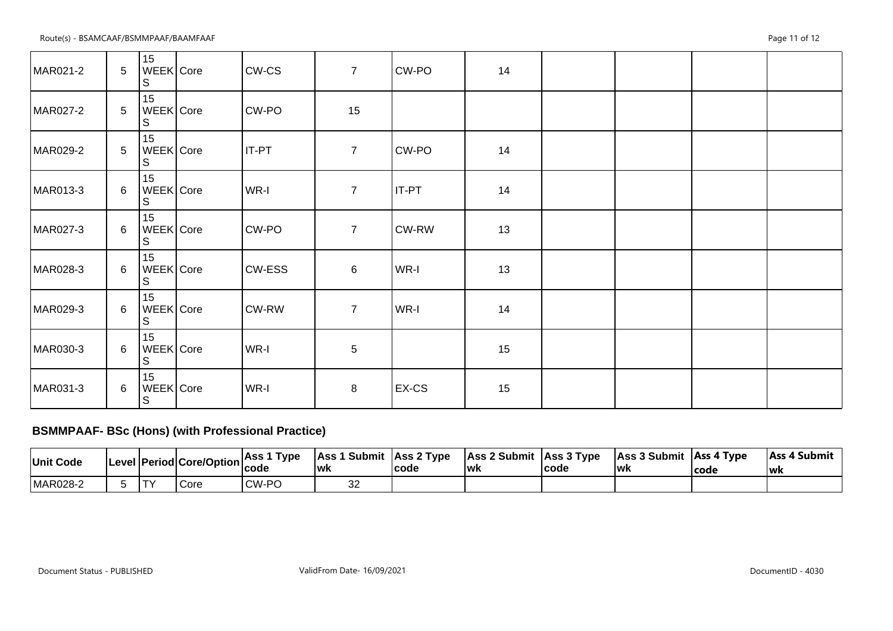| MAR021-2 | 5 | 15 WEEKS | Core | CW-CS | 7 | CW-PO | 14 | | | | |
|---|---|---|---|---|---|---|---|---|---|---|---|
| MAR027-2 | 5 | 15 WEEKS | Core | CW-PO | 15 | | | | | | |
| MAR029-2 | 5 | 15 WEEKS | Core | IT-PT | 7 | CW-PO | 14 | | | | |
| MAR013-3 | 6 | 15 WEEKS | Core | WR-I | 7 | IT-PT | 14 | | | | |
| MAR027-3 | 6 | 15 WEEKS | Core | CW-PO | 7 | CW-RW | 13 | | | | |
| MAR028-3 | 6 | 15 WEEKS | Core | CW-ESS | 6 | WR-I | 13 | | | | |
| MAR029-3 | 6 | 15 WEEKS | Core | CW-RW | 7 | WR-I | 14 | | | | |
| MAR030-3 | 6 | 15 WEEKS | Core | WR-I | 5 | | 15 | | | | |
| MAR031-3 | 6 | 15 WEEKS | Core | WR-I | 8 | EX-CS | 15 | | | | |

### BSMMPAAF- BSc (Hons) (with Professional Practice)

| Unit Code | Level | Period | Core/Option | Ass 1 Type code | Ass 1 Submit wk | Ass 2 Type code | Ass 2 Submit wk | Ass 3 Type code | Ass 3 Submit wk | Ass 4 Type code | Ass 4 Submit wk |
|---|---|---|---|---|---|---|---|---|---|---|---|
| MAR028-2 | 5 | TY | Core | CW-PO | 32 | | | | | | |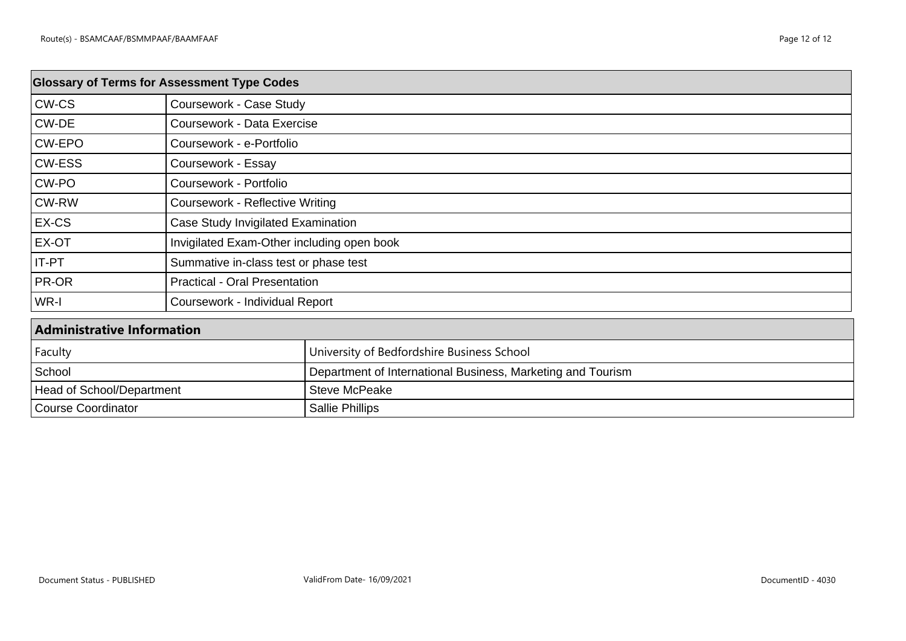| Glossary of Terms for Assessment Type Codes | |
|---|---|
| CW-CS | Coursework - Case Study |
| CW-DE | Coursework - Data Exercise |
| CW-EPO | Coursework - e-Portfolio |
| CW-ESS | Coursework - Essay |
| CW-PO | Coursework - Portfolio |
| CW-RW | Coursework - Reflective Writing |
| EX-CS | Case Study Invigilated Examination |
| EX-OT | Invigilated Exam-Other including open book |
| IT-PT | Summative in-class test or phase test |
| PR-OR | Practical - Oral Presentation |
| WR-I | Coursework - Individual Report |

| Administrative Information | |
|---|---|
| Faculty | University of Bedfordshire Business School |
| School | Department of International Business, Marketing and Tourism |
| Head of School/Department | Steve McPeake |
| Course Coordinator | Sallie Phillips |